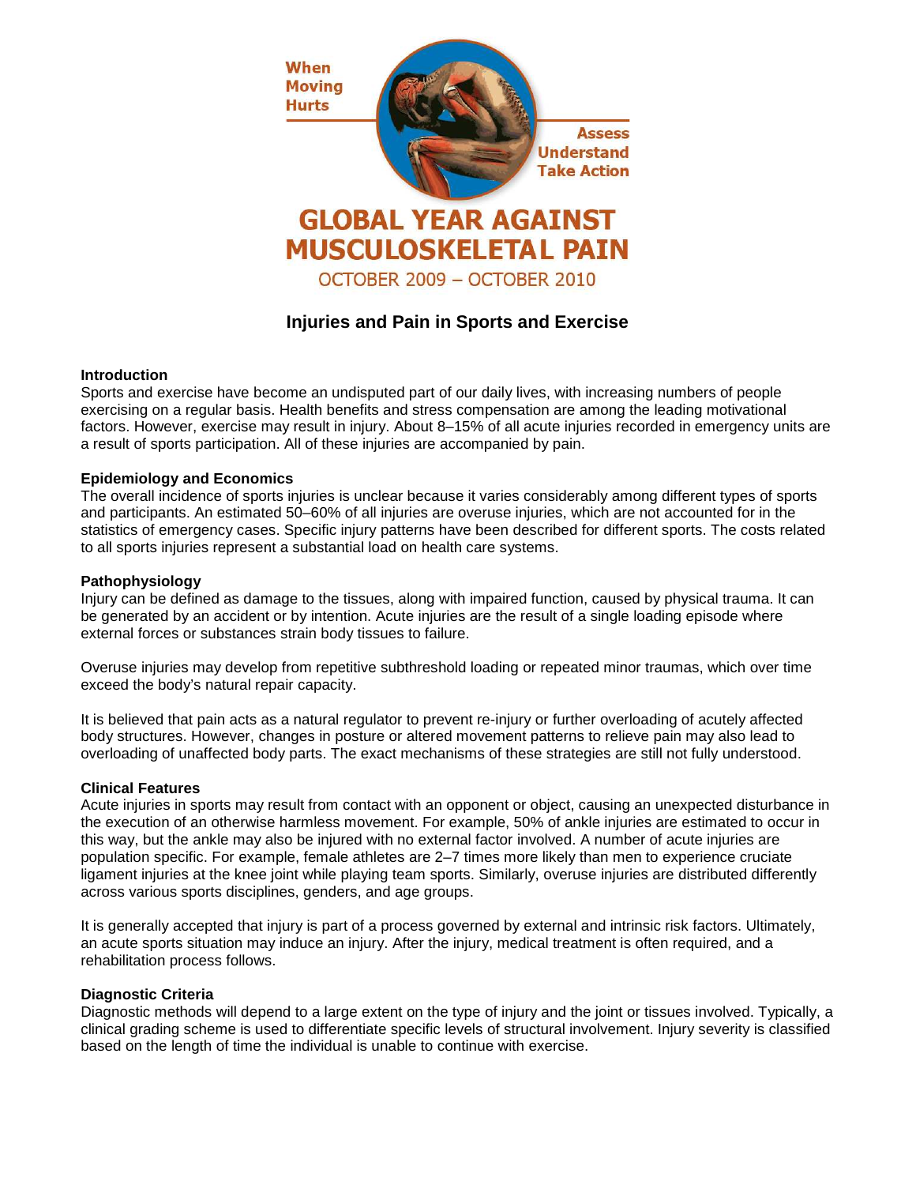When Moving Hurts

Assess
Understand
Take Action

# GLOBAL YEAR AGAINST MUSCULOSKELETAL PAIN

OCTOBER 2009 – OCTOBER 2010

## Injuries and Pain in Sports and Exercise

### Introduction

Sports and exercise have become an undisputed part of our daily lives, with increasing numbers of people exercising on a regular basis. Health benefits and stress compensation are among the leading motivational factors. However, exercise may result in injury. About 8–15% of all acute injuries recorded in emergency units are a result of sports participation. All of these injuries are accompanied by pain.

### Epidemiology and Economics

The overall incidence of sports injuries is unclear because it varies considerably among different types of sports and participants. An estimated 50–60% of all injuries are overuse injuries, which are not accounted for in the statistics of emergency cases. Specific injury patterns have been described for different sports. The costs related to all sports injuries represent a substantial load on health care systems.

### Pathophysiology

Injury can be defined as damage to the tissues, along with impaired function, caused by physical trauma. It can be generated by an accident or by intention. Acute injuries are the result of a single loading episode where external forces or substances strain body tissues to failure.

Overuse injuries may develop from repetitive subthreshold loading or repeated minor traumas, which over time exceed the body's natural repair capacity.

It is believed that pain acts as a natural regulator to prevent re-injury or further overloading of acutely affected body structures. However, changes in posture or altered movement patterns to relieve pain may also lead to overloading of unaffected body parts. The exact mechanisms of these strategies are still not fully understood.

### Clinical Features

Acute injuries in sports may result from contact with an opponent or object, causing an unexpected disturbance in the execution of an otherwise harmless movement. For example, 50% of ankle injuries are estimated to occur in this way, but the ankle may also be injured with no external factor involved. A number of acute injuries are population specific. For example, female athletes are 2–7 times more likely than men to experience cruciate ligament injuries at the knee joint while playing team sports. Similarly, overuse injuries are distributed differently across various sports disciplines, genders, and age groups.

It is generally accepted that injury is part of a process governed by external and intrinsic risk factors. Ultimately, an acute sports situation may induce an injury. After the injury, medical treatment is often required, and a rehabilitation process follows.

### Diagnostic Criteria

Diagnostic methods will depend to a large extent on the type of injury and the joint or tissues involved. Typically, a clinical grading scheme is used to differentiate specific levels of structural involvement. Injury severity is classified based on the length of time the individual is unable to continue with exercise.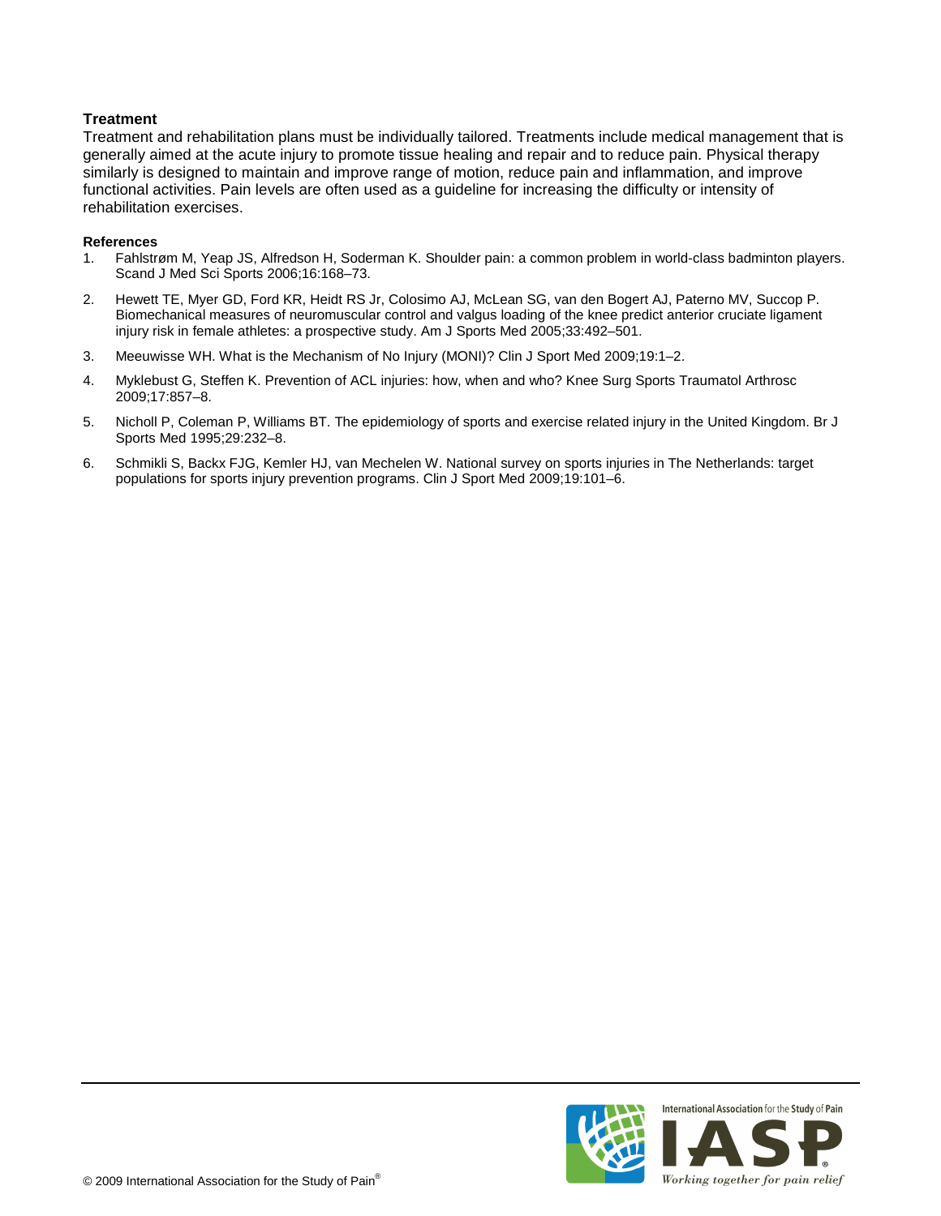**Treatment**

Treatment and rehabilitation plans must be individually tailored. Treatments include medical management that is generally aimed at the acute injury to promote tissue healing and repair and to reduce pain. Physical therapy similarly is designed to maintain and improve range of motion, reduce pain and inflammation, and improve functional activities. Pain levels are often used as a guideline for increasing the difficulty or intensity of rehabilitation exercises.

**References**

1. Fahlstrøm M, Yeap JS, Alfredson H, Soderman K. Shoulder pain: a common problem in world-class badminton players. Scand J Med Sci Sports 2006;16:168–73.
2. Hewett TE, Myer GD, Ford KR, Heidt RS Jr, Colosimo AJ, McLean SG, van den Bogert AJ, Paterno MV, Succop P. Biomechanical measures of neuromuscular control and valgus loading of the knee predict anterior cruciate ligament injury risk in female athletes: a prospective study. Am J Sports Med 2005;33:492–501.
3. Meeuwisse WH. What is the Mechanism of No Injury (MONI)? Clin J Sport Med 2009;19:1–2.
4. Myklebust G, Steffen K. Prevention of ACL injuries: how, when and who? Knee Surg Sports Traumatol Arthrosc 2009;17:857–8.
5. Nicholl P, Coleman P, Williams BT. The epidemiology of sports and exercise related injury in the United Kingdom. Br J Sports Med 1995;29:232–8.
6. Schmikli S, Backx FJG, Kemler HJ, van Mechelen W. National survey on sports injuries in The Netherlands: target populations for sports injury prevention programs. Clin J Sport Med 2009;19:101–6.

© 2009 International Association for the Study of Pain®

International Association for the Study of Pain

IASP

*Working together for pain relief*